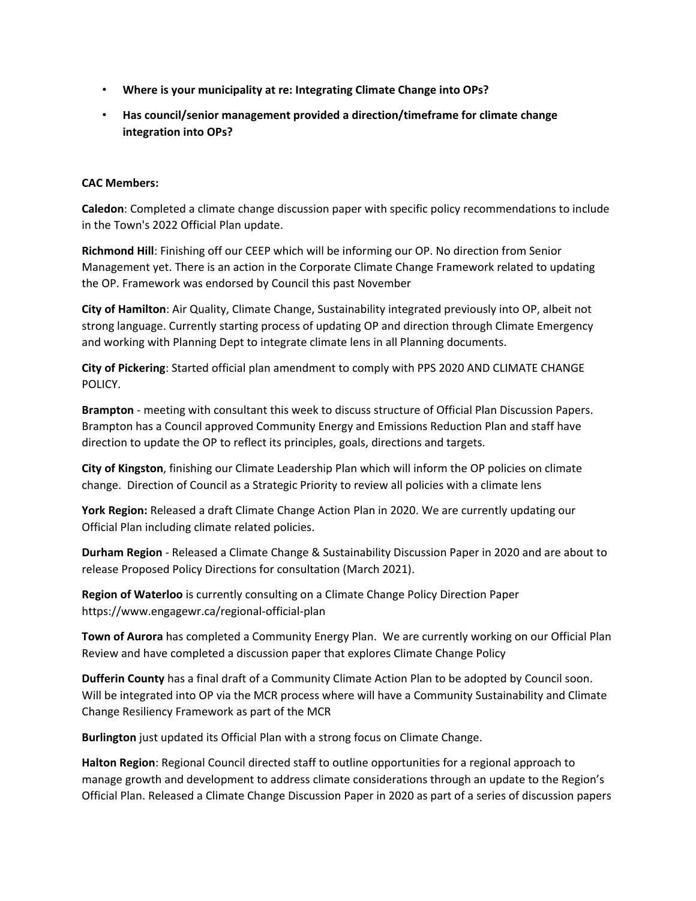- **Where is your municipality at re: Integrating Climate Change into OPs?**
- **Has council/senior management provided a direction/timeframe for climate change integration into OPs?**

**CAC Members:**

**Caledon**: Completed a climate change discussion paper with specific policy recommendations to include in the Town's 2022 Official Plan update.

**Richmond Hill**: Finishing off our CEEP which will be informing our OP. No direction from Senior Management yet. There is an action in the Corporate Climate Change Framework related to updating the OP. Framework was endorsed by Council this past November

**City of Hamilton**: Air Quality, Climate Change, Sustainability integrated previously into OP, albeit not strong language. Currently starting process of updating OP and direction through Climate Emergency and working with Planning Dept to integrate climate lens in all Planning documents.

**City of Pickering**: Started official plan amendment to comply with PPS 2020 AND CLIMATE CHANGE POLICY.

**Brampton** - meeting with consultant this week to discuss structure of Official Plan Discussion Papers. Brampton has a Council approved Community Energy and Emissions Reduction Plan and staff have direction to update the OP to reflect its principles, goals, directions and targets.

**City of Kingston**, finishing our Climate Leadership Plan which will inform the OP policies on climate change. Direction of Council as a Strategic Priority to review all policies with a climate lens

**York Region:** Released a draft Climate Change Action Plan in 2020. We are currently updating our Official Plan including climate related policies.

**Durham Region** - Released a Climate Change & Sustainability Discussion Paper in 2020 and are about to release Proposed Policy Directions for consultation (March 2021).

**Region of Waterloo** is currently consulting on a Climate Change Policy Direction Paper https://www.engagewr.ca/regional-official-plan

**Town of Aurora** has completed a Community Energy Plan. We are currently working on our Official Plan Review and have completed a discussion paper that explores Climate Change Policy

**Dufferin County** has a final draft of a Community Climate Action Plan to be adopted by Council soon. Will be integrated into OP via the MCR process where will have a Community Sustainability and Climate Change Resiliency Framework as part of the MCR

**Burlington** just updated its Official Plan with a strong focus on Climate Change.

**Halton Region**: Regional Council directed staff to outline opportunities for a regional approach to manage growth and development to address climate considerations through an update to the Region's Official Plan. Released a Climate Change Discussion Paper in 2020 as part of a series of discussion papers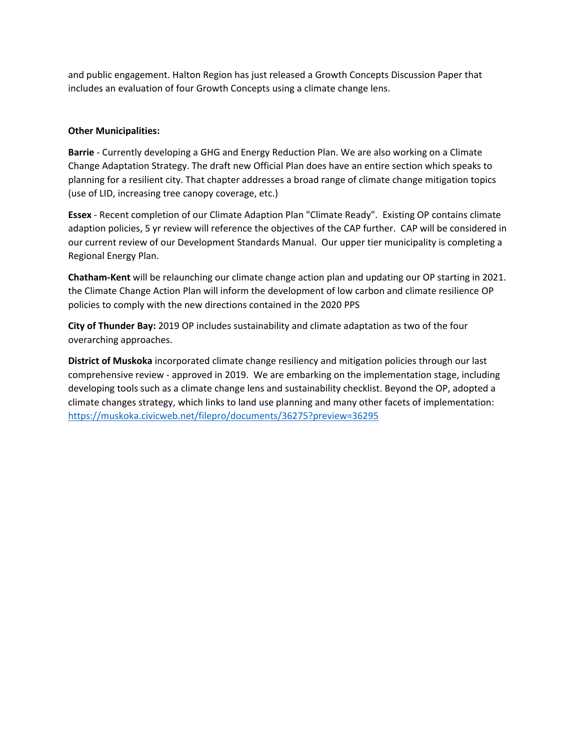and public engagement. Halton Region has just released a Growth Concepts Discussion Paper that includes an evaluation of four Growth Concepts using a climate change lens.

**Other Municipalities:**

**Barrie** - Currently developing a GHG and Energy Reduction Plan. We are also working on a Climate Change Adaptation Strategy. The draft new Official Plan does have an entire section which speaks to planning for a resilient city. That chapter addresses a broad range of climate change mitigation topics (use of LID, increasing tree canopy coverage, etc.)

**Essex** - Recent completion of our Climate Adaption Plan "Climate Ready". Existing OP contains climate adaption policies, 5 yr review will reference the objectives of the CAP further. CAP will be considered in our current review of our Development Standards Manual. Our upper tier municipality is completing a Regional Energy Plan.

**Chatham-Kent** will be relaunching our climate change action plan and updating our OP starting in 2021. the Climate Change Action Plan will inform the development of low carbon and climate resilience OP policies to comply with the new directions contained in the 2020 PPS

**City of Thunder Bay:** 2019 OP includes sustainability and climate adaptation as two of the four overarching approaches.

**District of Muskoka** incorporated climate change resiliency and mitigation policies through our last comprehensive review - approved in 2019. We are embarking on the implementation stage, including developing tools such as a climate change lens and sustainability checklist. Beyond the OP, adopted a climate changes strategy, which links to land use planning and many other facets of implementation: https://muskoka.civicweb.net/filepro/documents/36275?preview=36295